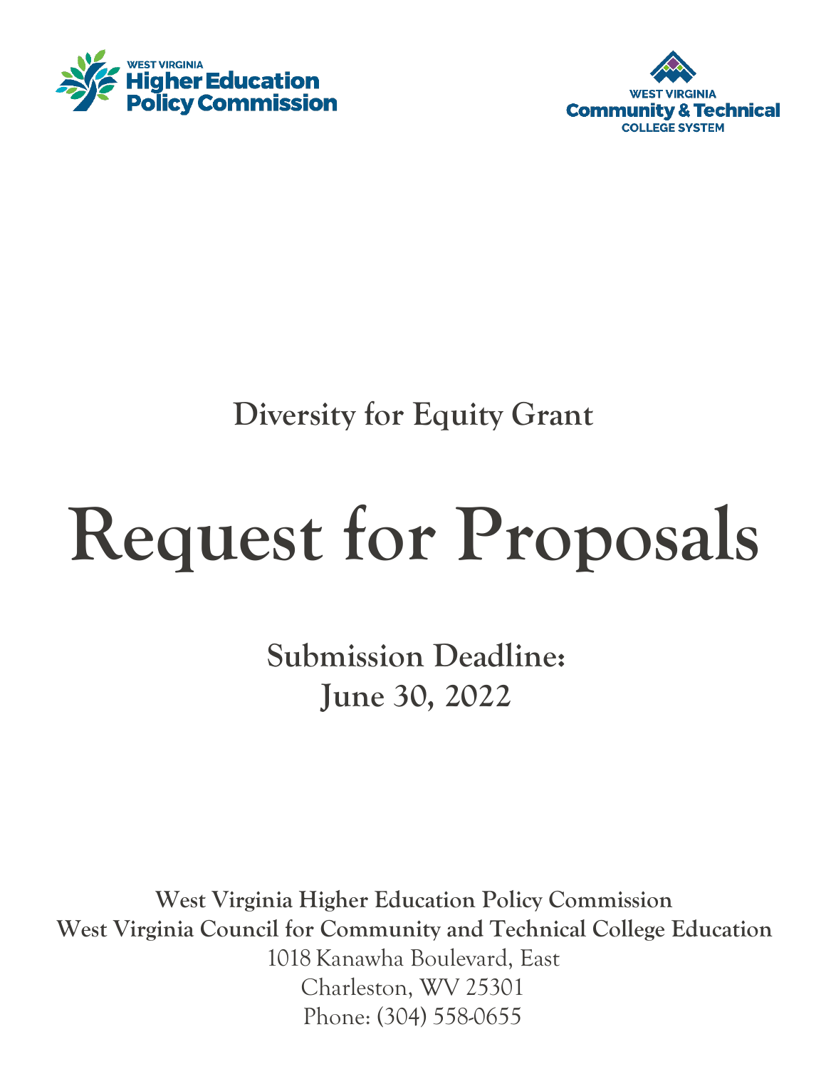WEST VIRGINIA
**Higher Education Policy Commission**

WEST VIRGINIA
**Community & Technical**
COLLEGE SYSTEM

## Diversity for Equity Grant

# Request for Proposals

## Submission Deadline:
## June 30, 2022

**West Virginia Higher Education Policy Commission**
**West Virginia Council for Community and Technical College Education**
1018 Kanawha Boulevard, East
Charleston, WV 25301
Phone: (304) 558-0655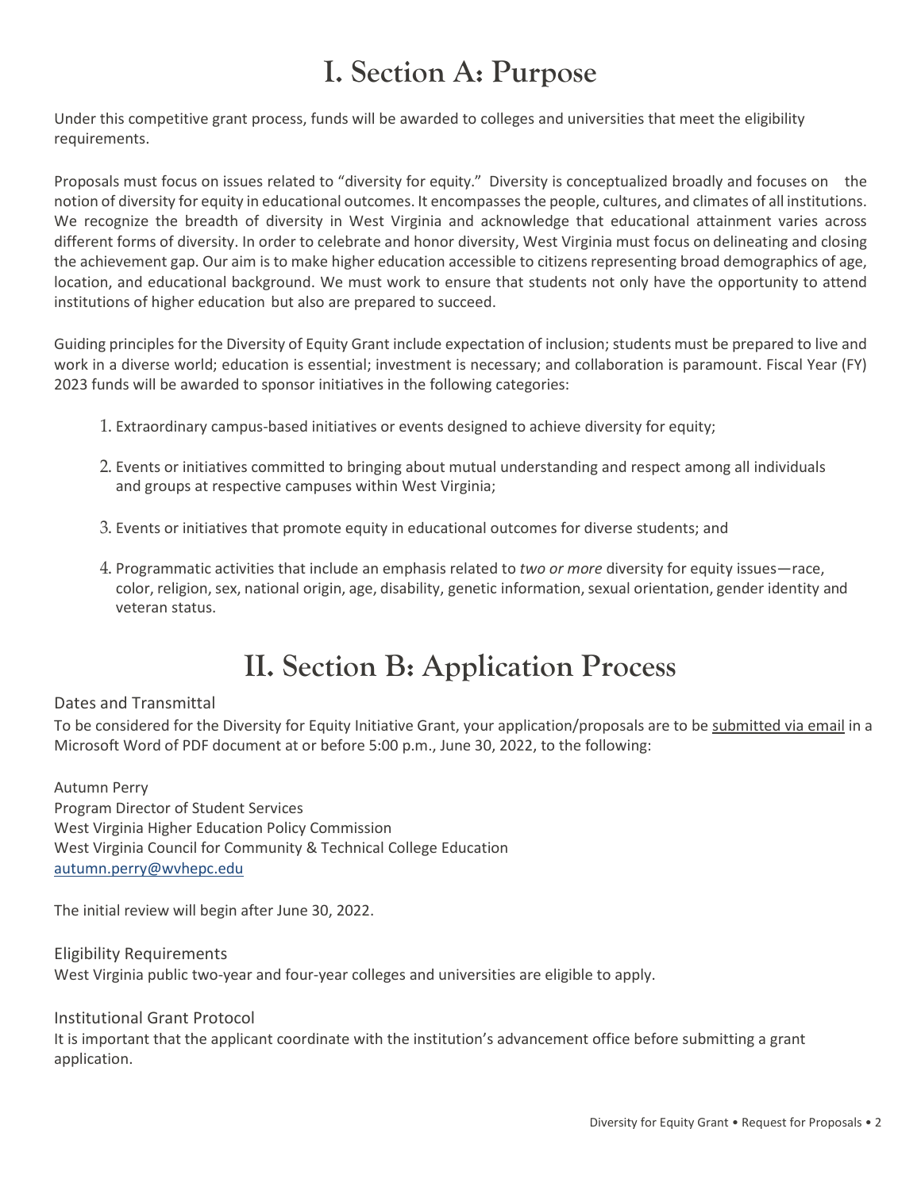# I. Section A: Purpose

Under this competitive grant process, funds will be awarded to colleges and universities that meet the eligibility requirements.

Proposals must focus on issues related to "diversity for equity." Diversity is conceptualized broadly and focuses on the notion of diversity for equity in educational outcomes. It encompasses the people, cultures, and climates of all institutions. We recognize the breadth of diversity in West Virginia and acknowledge that educational attainment varies across different forms of diversity. In order to celebrate and honor diversity, West Virginia must focus on delineating and closing the achievement gap. Our aim is to make higher education accessible to citizens representing broad demographics of age, location, and educational background. We must work to ensure that students not only have the opportunity to attend institutions of higher education but also are prepared to succeed.

Guiding principles for the Diversity of Equity Grant include expectation of inclusion; students must be prepared to live and work in a diverse world; education is essential; investment is necessary; and collaboration is paramount. Fiscal Year (FY) 2023 funds will be awarded to sponsor initiatives in the following categories:

1. Extraordinary campus-based initiatives or events designed to achieve diversity for equity;
2. Events or initiatives committed to bringing about mutual understanding and respect among all individuals and groups at respective campuses within West Virginia;
3. Events or initiatives that promote equity in educational outcomes for diverse students; and
4. Programmatic activities that include an emphasis related to *two or more* diversity for equity issues—race, color, religion, sex, national origin, age, disability, genetic information, sexual orientation, gender identity and veteran status.

# II. Section B: Application Process

### Dates and Transmittal

To be considered for the Diversity for Equity Initiative Grant, your application/proposals are to be submitted via email in a Microsoft Word of PDF document at or before 5:00 p.m., June 30, 2022, to the following:

Autumn Perry
Program Director of Student Services
West Virginia Higher Education Policy Commission
West Virginia Council for Community & Technical College Education
autumn.perry@wvhepc.edu

The initial review will begin after June 30, 2022.

### Eligibility Requirements

West Virginia public two-year and four-year colleges and universities are eligible to apply.

### Institutional Grant Protocol

It is important that the applicant coordinate with the institution's advancement office before submitting a grant application.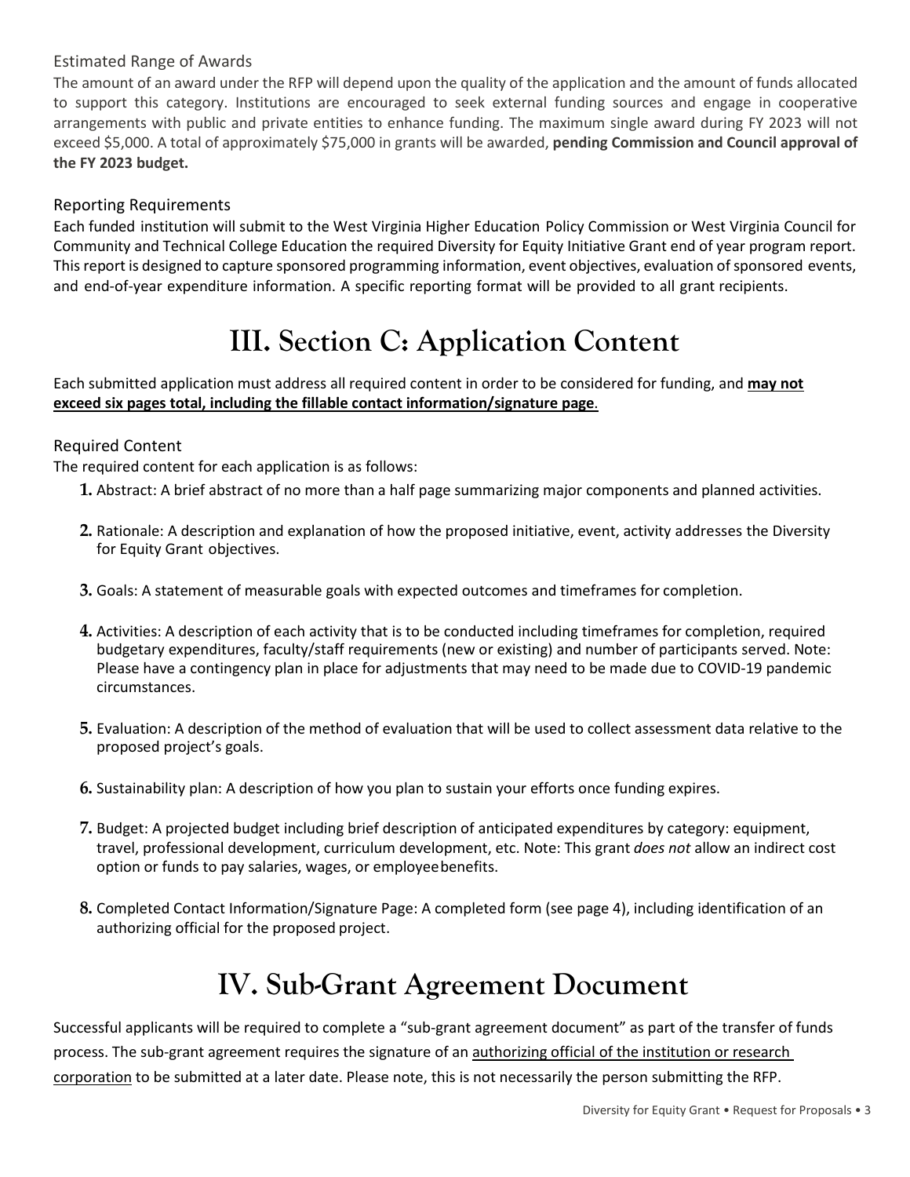### Estimated Range of Awards

The amount of an award under the RFP will depend upon the quality of the application and the amount of funds allocated to support this category. Institutions are encouraged to seek external funding sources and engage in cooperative arrangements with public and private entities to enhance funding. The maximum single award during FY 2023 will not exceed $5,000. A total of approximately $75,000 in grants will be awarded, **pending Commission and Council approval of the FY 2023 budget.**

### Reporting Requirements

Each funded institution will submit to the West Virginia Higher Education Policy Commission or West Virginia Council for Community and Technical College Education the required Diversity for Equity Initiative Grant end of year program report. This report is designed to capture sponsored programming information, event objectives, evaluation of sponsored events, and end-of-year expenditure information. A specific reporting format will be provided to all grant recipients.

# III. Section C: Application Content

Each submitted application must address all required content in order to be considered for funding, and **<u>may not exceed six pages total, including the fillable contact information/signature page</u>**.

### Required Content

The required content for each application is as follows:

1. Abstract: A brief abstract of no more than a half page summarizing major components and planned activities.
2. Rationale: A description and explanation of how the proposed initiative, event, activity addresses the Diversity for Equity Grant objectives.
3. Goals: A statement of measurable goals with expected outcomes and timeframes for completion.
4. Activities: A description of each activity that is to be conducted including timeframes for completion, required budgetary expenditures, faculty/staff requirements (new or existing) and number of participants served. Note: Please have a contingency plan in place for adjustments that may need to be made due to COVID-19 pandemic circumstances.
5. Evaluation: A description of the method of evaluation that will be used to collect assessment data relative to the proposed project's goals.
6. Sustainability plan: A description of how you plan to sustain your efforts once funding expires.
7. Budget: A projected budget including brief description of anticipated expenditures by category: equipment, travel, professional development, curriculum development, etc. Note: This grant *does not* allow an indirect cost option or funds to pay salaries, wages, or employee benefits.
8. Completed Contact Information/Signature Page: A completed form (see page 4), including identification of an authorizing official for the proposed project.

# IV. Sub-Grant Agreement Document

Successful applicants will be required to complete a "sub-grant agreement document" as part of the transfer of funds process. The sub-grant agreement requires the signature of an <u>authorizing official of the institution or research corporation</u> to be submitted at a later date. Please note, this is not necessarily the person submitting the RFP.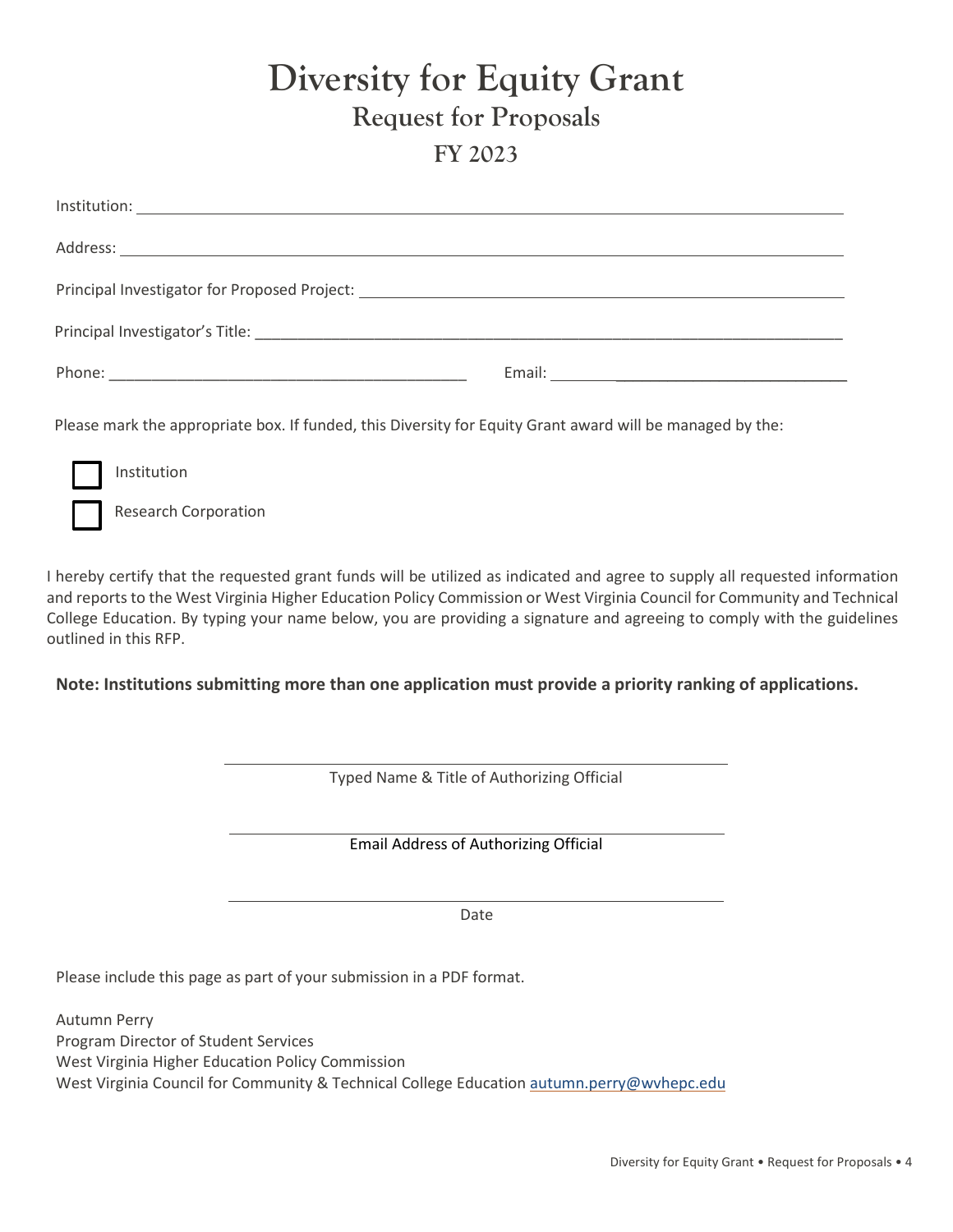# Diversity for Equity Grant

## Request for Proposals

## FY 2023

Institution: ______________________________________________

Address: ______________________________________________

Principal Investigator for Proposed Project: ______________________________________________

Principal Investigator's Title: ______________________________________________

Phone: ______________________________ Email: ______________________________

Please mark the appropriate box. If funded, this Diversity for Equity Grant award will be managed by the:

- ☐ Institution
- ☐ Research Corporation

I hereby certify that the requested grant funds will be utilized as indicated and agree to supply all requested information and reports to the West Virginia Higher Education Policy Commission or West Virginia Council for Community and Technical College Education. By typing your name below, you are providing a signature and agreeing to comply with the guidelines outlined in this RFP.

**Note: Institutions submitting more than one application must provide a priority ranking of applications.**

______________________________________________
Typed Name & Title of Authorizing Official

______________________________________________
Email Address of Authorizing Official

______________________________________________
Date

Please include this page as part of your submission in a PDF format.

Autumn Perry
Program Director of Student Services
West Virginia Higher Education Policy Commission
West Virginia Council for Community & Technical College Education autumn.perry@wvhepc.edu